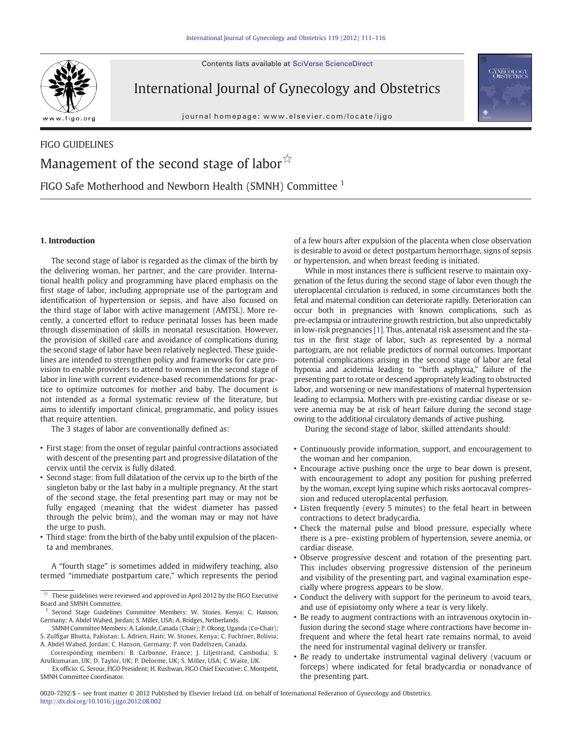FIGO GUIDELINES

# Management of the second stage of labor☆

FIGO Safe Motherhood and Newborn Health (SMNH) Committee [1]

## 1. Introduction

The second stage of labor is regarded as the climax of the birth by the delivering woman, her partner, and the care provider. International health policy and programming have placed emphasis on the first stage of labor, including appropriate use of the partogram and identification of hypertension or sepsis, and have also focused on the third stage of labor with active management (AMTSL). More recently, a concerted effort to reduce perinatal losses has been made through dissemination of skills in neonatal resuscitation. However, the provision of skilled care and avoidance of complications during the second stage of labor have been relatively neglected. These guidelines are intended to strengthen policy and frameworks for care provision to enable providers to attend to women in the second stage of labor in line with current evidence-based recommendations for practice to optimize outcomes for mother and baby. The document is not intended as a formal systematic review of the literature, but aims to identify important clinical, programmatic, and policy issues that require attention.

The 3 stages of labor are conventionally defined as:

- First stage: from the onset of regular painful contractions associated with descent of the presenting part and progressive dilatation of the cervix until the cervix is fully dilated.
- Second stage: from full dilatation of the cervix up to the birth of the singleton baby or the last baby in a multiple pregnancy. At the start of the second stage, the fetal presenting part may or may not be fully engaged (meaning that the widest diameter has passed through the pelvic brim), and the woman may or may not have the urge to push.
- Third stage: from the birth of the baby until expulsion of the placenta and membranes.

A "fourth stage" is sometimes added in midwifery teaching, also termed "immediate postpartum care," which represents the period of a few hours after expulsion of the placenta when close observation is desirable to avoid or detect postpartum hemorrhage, signs of sepsis or hypertension, and when breast feeding is initiated.

While in most instances there is sufficient reserve to maintain oxygenation of the fetus during the second stage of labor even though the uteroplacental circulation is reduced, in some circumstances both the fetal and maternal condition can deteriorate rapidly. Deterioration can occur both in pregnancies with known complications, such as pre-eclampsia or intrauterine growth restriction, but also unpredictably in low-risk pregnancies [1]. Thus, antenatal risk assessment and the status in the first stage of labor, such as represented by a normal partogram, are not reliable predictors of normal outcomes. Important potential complications arising in the second stage of labor are fetal hypoxia and acidemia leading to "birth asphyxia," failure of the presenting part to rotate or descend appropriately leading to obstructed labor, and worsening or new manifestations of maternal hypertension leading to eclampsia. Mothers with pre-existing cardiac disease or severe anemia may be at risk of heart failure during the second stage owing to the additional circulatory demands of active pushing.

During the second stage of labor, skilled attendants should:

- Continuously provide information, support, and encouragement to the woman and her companion.
- Encourage active pushing once the urge to bear down is present, with encouragement to adopt any position for pushing preferred by the woman, except lying supine which risks aortocaval compression and reduced uteroplacental perfusion.
- Listen frequently (every 5 minutes) to the fetal heart in between contractions to detect bradycardia.
- Check the maternal pulse and blood pressure, especially where there is a pre- existing problem of hypertension, severe anemia, or cardiac disease.
- Observe progressive descent and rotation of the presenting part. This includes observing progressive distension of the perineum and visibility of the presenting part, and vaginal examination especially where progress appears to be slow.
- Conduct the delivery with support for the perineum to avoid tears, and use of episiotomy only where a tear is very likely.
- Be ready to augment contractions with an intravenous oxytocin infusion during the second stage where contractions have become infrequent and where the fetal heart rate remains normal, to avoid the need for instrumental vaginal delivery or transfer.
- Be ready to undertake instrumental vaginal delivery (vacuum or forceps) where indicated for fetal bradycardia or nonadvance of the presenting part.

☆ These guidelines were reviewed and approved in April 2012 by the FIGO Executive Board and SMNH Committee.

[1] Second Stage Guidelines Committee Members: W. Stones, Kenya; C. Hanson, Germany; A. Abdel Wahed, Jordan; S. Miller, USA; A. Bridges, Netherlands.

SMNH Committee Members: A. Lalonde, Canada (Chair); P. Okong, Uganda (Co-Chair); S. Zulfigar Bhutta, Pakistan; L. Adrien, Haiti; W. Stones, Kenya; C. Fuchtner, Bolivia; A. Abdel Wahed, Jordan; C. Hanson, Germany; P. von Dadelszen, Canada.

Corresponding members: B. Carbonne, France; J. Liljestrand, Cambodia; S. Arulkumaran, UK; D. Taylor, UK; P. Delorme, UK; S. Miller, USA; C. Waite, UK.

Ex officio: G. Serour, FIGO President; H. Rushwan, FIGO Chief Executive; C. Montpetit, SMNH Committee Coordinator.

0020-7292/$ – see front matter © 2012 Published by Elsevier Ireland Ltd. on behalf of International Federation of Gynecology and Obstetrics.
http://dx.doi.org/10.1016/j.ijgo.2012.08.002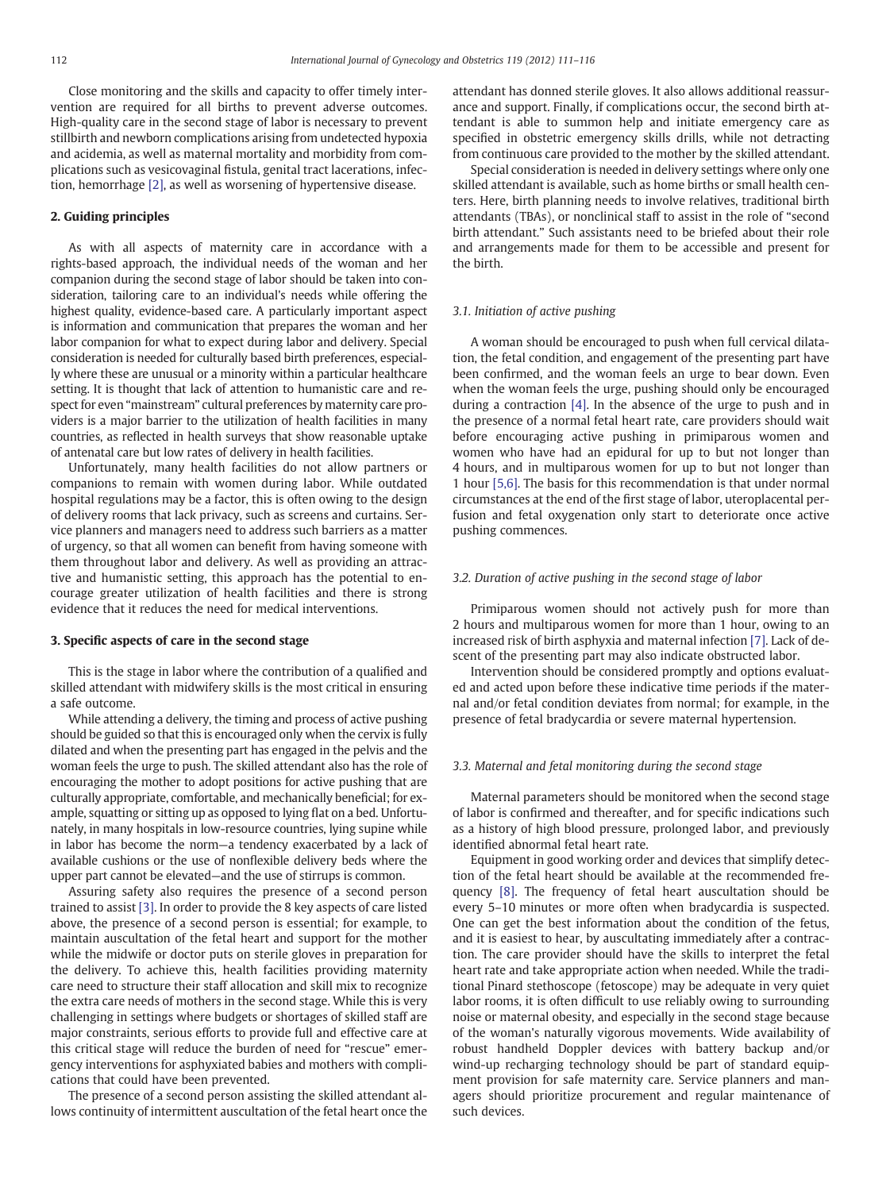Close monitoring and the skills and capacity to offer timely intervention are required for all births to prevent adverse outcomes. High-quality care in the second stage of labor is necessary to prevent stillbirth and newborn complications arising from undetected hypoxia and acidemia, as well as maternal mortality and morbidity from complications such as vesicovaginal fistula, genital tract lacerations, infection, hemorrhage [2], as well as worsening of hypertensive disease.

## 2. Guiding principles

As with all aspects of maternity care in accordance with a rights-based approach, the individual needs of the woman and her companion during the second stage of labor should be taken into consideration, tailoring care to an individual's needs while offering the highest quality, evidence-based care. A particularly important aspect is information and communication that prepares the woman and her labor companion for what to expect during labor and delivery. Special consideration is needed for culturally based birth preferences, especially where these are unusual or a minority within a particular healthcare setting. It is thought that lack of attention to humanistic care and respect for even "mainstream" cultural preferences by maternity care providers is a major barrier to the utilization of health facilities in many countries, as reflected in health surveys that show reasonable uptake of antenatal care but low rates of delivery in health facilities.

Unfortunately, many health facilities do not allow partners or companions to remain with women during labor. While outdated hospital regulations may be a factor, this is often owing to the design of delivery rooms that lack privacy, such as screens and curtains. Service planners and managers need to address such barriers as a matter of urgency, so that all women can benefit from having someone with them throughout labor and delivery. As well as providing an attractive and humanistic setting, this approach has the potential to encourage greater utilization of health facilities and there is strong evidence that it reduces the need for medical interventions.

## 3. Specific aspects of care in the second stage

This is the stage in labor where the contribution of a qualified and skilled attendant with midwifery skills is the most critical in ensuring a safe outcome.

While attending a delivery, the timing and process of active pushing should be guided so that this is encouraged only when the cervix is fully dilated and when the presenting part has engaged in the pelvis and the woman feels the urge to push. The skilled attendant also has the role of encouraging the mother to adopt positions for active pushing that are culturally appropriate, comfortable, and mechanically beneficial; for example, squatting or sitting up as opposed to lying flat on a bed. Unfortunately, in many hospitals in low-resource countries, lying supine while in labor has become the norm—a tendency exacerbated by a lack of available cushions or the use of nonflexible delivery beds where the upper part cannot be elevated—and the use of stirrups is common.

Assuring safety also requires the presence of a second person trained to assist [3]. In order to provide the 8 key aspects of care listed above, the presence of a second person is essential; for example, to maintain auscultation of the fetal heart and support for the mother while the midwife or doctor puts on sterile gloves in preparation for the delivery. To achieve this, health facilities providing maternity care need to structure their staff allocation and skill mix to recognize the extra care needs of mothers in the second stage. While this is very challenging in settings where budgets or shortages of skilled staff are major constraints, serious efforts to provide full and effective care at this critical stage will reduce the burden of need for "rescue" emergency interventions for asphyxiated babies and mothers with complications that could have been prevented.

The presence of a second person assisting the skilled attendant allows continuity of intermittent auscultation of the fetal heart once the attendant has donned sterile gloves. It also allows additional reassurance and support. Finally, if complications occur, the second birth attendant is able to summon help and initiate emergency care as specified in obstetric emergency skills drills, while not detracting from continuous care provided to the mother by the skilled attendant.

Special consideration is needed in delivery settings where only one skilled attendant is available, such as home births or small health centers. Here, birth planning needs to involve relatives, traditional birth attendants (TBAs), or nonclinical staff to assist in the role of "second birth attendant." Such assistants need to be briefed about their role and arrangements made for them to be accessible and present for the birth.

### 3.1. Initiation of active pushing

A woman should be encouraged to push when full cervical dilatation, the fetal condition, and engagement of the presenting part have been confirmed, and the woman feels an urge to bear down. Even when the woman feels the urge, pushing should only be encouraged during a contraction [4]. In the absence of the urge to push and in the presence of a normal fetal heart rate, care providers should wait before encouraging active pushing in primiparous women and women who have had an epidural for up to but not longer than 4 hours, and in multiparous women for up to but not longer than 1 hour [5,6]. The basis for this recommendation is that under normal circumstances at the end of the first stage of labor, uteroplacental perfusion and fetal oxygenation only start to deteriorate once active pushing commences.

### 3.2. Duration of active pushing in the second stage of labor

Primiparous women should not actively push for more than 2 hours and multiparous women for more than 1 hour, owing to an increased risk of birth asphyxia and maternal infection [7]. Lack of descent of the presenting part may also indicate obstructed labor.

Intervention should be considered promptly and options evaluated and acted upon before these indicative time periods if the maternal and/or fetal condition deviates from normal; for example, in the presence of fetal bradycardia or severe maternal hypertension.

### 3.3. Maternal and fetal monitoring during the second stage

Maternal parameters should be monitored when the second stage of labor is confirmed and thereafter, and for specific indications such as a history of high blood pressure, prolonged labor, and previously identified abnormal fetal heart rate.

Equipment in good working order and devices that simplify detection of the fetal heart should be available at the recommended frequency [8]. The frequency of fetal heart auscultation should be every 5–10 minutes or more often when bradycardia is suspected. One can get the best information about the condition of the fetus, and it is easiest to hear, by auscultating immediately after a contraction. The care provider should have the skills to interpret the fetal heart rate and take appropriate action when needed. While the traditional Pinard stethoscope (fetoscope) may be adequate in very quiet labor rooms, it is often difficult to use reliably owing to surrounding noise or maternal obesity, and especially in the second stage because of the woman's naturally vigorous movements. Wide availability of robust handheld Doppler devices with battery backup and/or wind-up recharging technology should be part of standard equipment provision for safe maternity care. Service planners and managers should prioritize procurement and regular maintenance of such devices.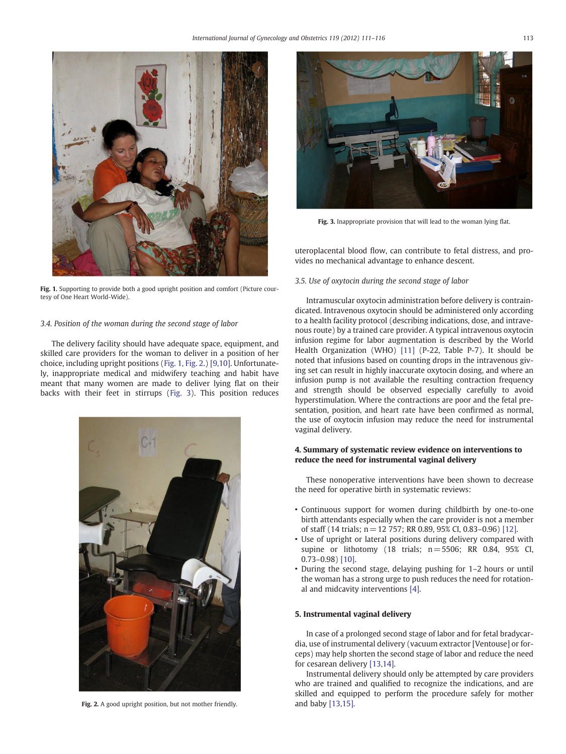Fig. 1. Supporting to provide both a good upright position and comfort (Picture courtesy of One Heart World-Wide).

### 3.4. Position of the woman during the second stage of labor

The delivery facility should have adequate space, equipment, and skilled care providers for the woman to deliver in a position of her choice, including upright positions (Fig. 1, Fig. 2.) [9,10]. Unfortunately, inappropriate medical and midwifery teaching and habit have meant that many women are made to deliver lying flat on their backs with their feet in stirrups (Fig. 3). This position reduces uteroplacental blood flow, can contribute to fetal distress, and provides no mechanical advantage to enhance descent.

Fig. 2. A good upright position, but not mother friendly.

Fig. 3. Inappropriate provision that will lead to the woman lying flat.

### 3.5. Use of oxytocin during the second stage of labor

Intramuscular oxytocin administration before delivery is contraindicated. Intravenous oxytocin should be administered only according to a health facility protocol (describing indications, dose, and intravenous route) by a trained care provider. A typical intravenous oxytocin infusion regime for labor augmentation is described by the World Health Organization (WHO) [11] (P-22, Table P-7). It should be noted that infusions based on counting drops in the intravenous giving set can result in highly inaccurate oxytocin dosing, and where an infusion pump is not available the resulting contraction frequency and strength should be observed especially carefully to avoid hyperstimulation. Where the contractions are poor and the fetal presentation, position, and heart rate have been confirmed as normal, the use of oxytocin infusion may reduce the need for instrumental vaginal delivery.

## 4. Summary of systematic review evidence on interventions to reduce the need for instrumental vaginal delivery

These nonoperative interventions have been shown to decrease the need for operative birth in systematic reviews:

- Continuous support for women during childbirth by one-to-one birth attendants especially when the care provider is not a member of staff (14 trials; n = 12 757; RR 0.89, 95% CI, 0.83–0.96) [12].
- Use of upright or lateral positions during delivery compared with supine or lithotomy (18 trials; n = 5506; RR 0.84, 95% CI, 0.73–0.98) [10].
- During the second stage, delaying pushing for 1–2 hours or until the woman has a strong urge to push reduces the need for rotational and midcavity interventions [4].

## 5. Instrumental vaginal delivery

In case of a prolonged second stage of labor and for fetal bradycardia, use of instrumental delivery (vacuum extractor [Ventouse] or forceps) may help shorten the second stage of labor and reduce the need for cesarean delivery [13,14].

Instrumental delivery should only be attempted by care providers who are trained and qualified to recognize the indications, and are skilled and equipped to perform the procedure safely for mother and baby [13,15].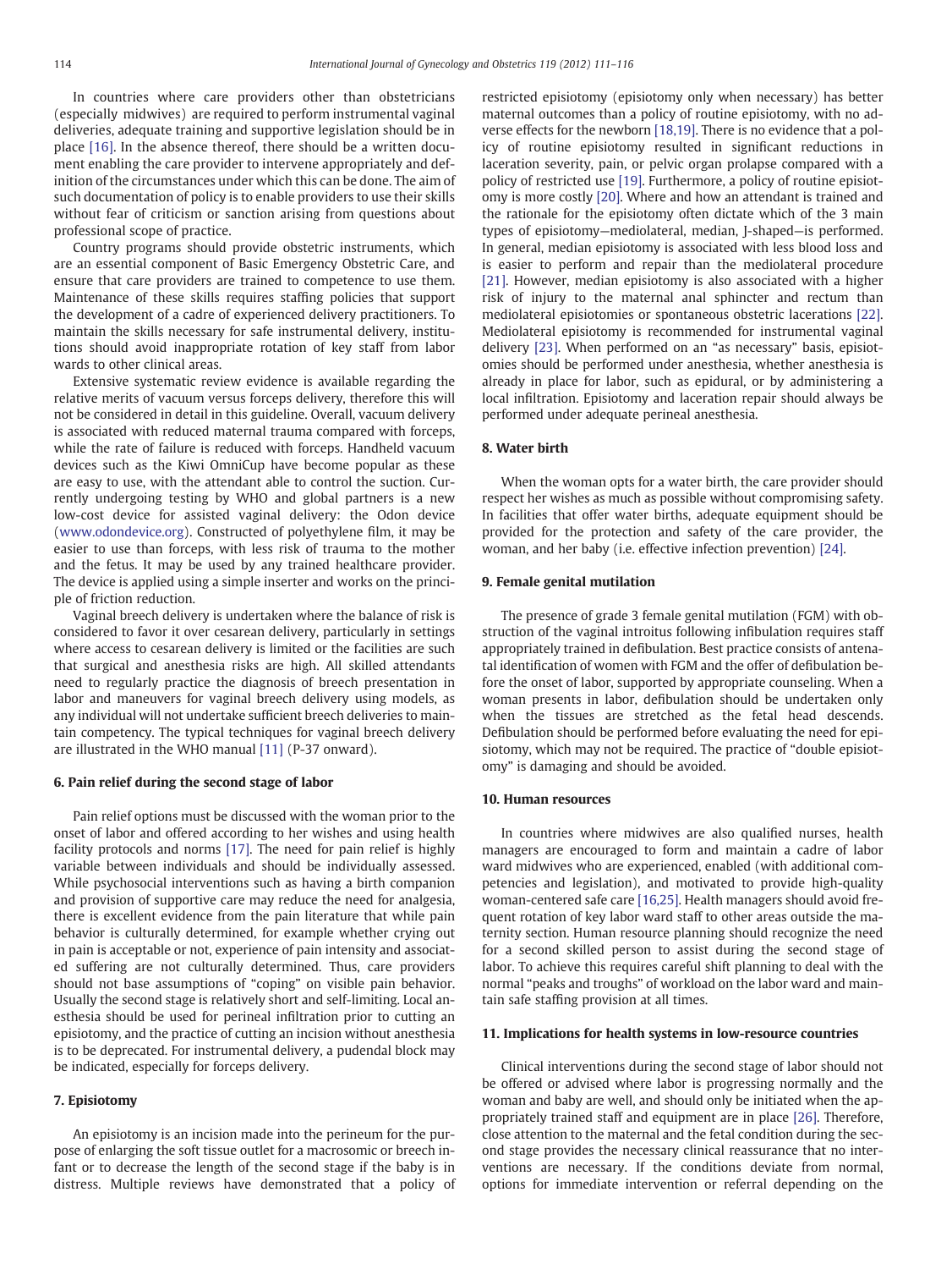In countries where care providers other than obstetricians (especially midwives) are required to perform instrumental vaginal deliveries, adequate training and supportive legislation should be in place [16]. In the absence thereof, there should be a written document enabling the care provider to intervene appropriately and definition of the circumstances under which this can be done. The aim of such documentation of policy is to enable providers to use their skills without fear of criticism or sanction arising from questions about professional scope of practice.

Country programs should provide obstetric instruments, which are an essential component of Basic Emergency Obstetric Care, and ensure that care providers are trained to competence to use them. Maintenance of these skills requires staffing policies that support the development of a cadre of experienced delivery practitioners. To maintain the skills necessary for safe instrumental delivery, institutions should avoid inappropriate rotation of key staff from labor wards to other clinical areas.

Extensive systematic review evidence is available regarding the relative merits of vacuum versus forceps delivery, therefore this will not be considered in detail in this guideline. Overall, vacuum delivery is associated with reduced maternal trauma compared with forceps, while the rate of failure is reduced with forceps. Handheld vacuum devices such as the Kiwi OmniCup have become popular as these are easy to use, with the attendant able to control the suction. Currently undergoing testing by WHO and global partners is a new low-cost device for assisted vaginal delivery: the Odon device (www.odondevice.org). Constructed of polyethylene film, it may be easier to use than forceps, with less risk of trauma to the mother and the fetus. It may be used by any trained healthcare provider. The device is applied using a simple inserter and works on the principle of friction reduction.

Vaginal breech delivery is undertaken where the balance of risk is considered to favor it over cesarean delivery, particularly in settings where access to cesarean delivery is limited or the facilities are such that surgical and anesthesia risks are high. All skilled attendants need to regularly practice the diagnosis of breech presentation in labor and maneuvers for vaginal breech delivery using models, as any individual will not undertake sufficient breech deliveries to maintain competency. The typical techniques for vaginal breech delivery are illustrated in the WHO manual [11] (P-37 onward).

## 6. Pain relief during the second stage of labor

Pain relief options must be discussed with the woman prior to the onset of labor and offered according to her wishes and using health facility protocols and norms [17]. The need for pain relief is highly variable between individuals and should be individually assessed. While psychosocial interventions such as having a birth companion and provision of supportive care may reduce the need for analgesia, there is excellent evidence from the pain literature that while pain behavior is culturally determined, for example whether crying out in pain is acceptable or not, experience of pain intensity and associated suffering are not culturally determined. Thus, care providers should not base assumptions of "coping" on visible pain behavior. Usually the second stage is relatively short and self-limiting. Local anesthesia should be used for perineal infiltration prior to cutting an episiotomy, and the practice of cutting an incision without anesthesia is to be deprecated. For instrumental delivery, a pudendal block may be indicated, especially for forceps delivery.

## 7. Episiotomy

An episiotomy is an incision made into the perineum for the purpose of enlarging the soft tissue outlet for a macrosomic or breech infant or to decrease the length of the second stage if the baby is in distress. Multiple reviews have demonstrated that a policy of restricted episiotomy (episiotomy only when necessary) has better maternal outcomes than a policy of routine episiotomy, with no adverse effects for the newborn [18,19]. There is no evidence that a policy of routine episiotomy resulted in significant reductions in laceration severity, pain, or pelvic organ prolapse compared with a policy of restricted use [19]. Furthermore, a policy of routine episiotomy is more costly [20]. Where and how an attendant is trained and the rationale for the episiotomy often dictate which of the 3 main types of episiotomy—mediolateral, median, J-shaped—is performed. In general, median episiotomy is associated with less blood loss and is easier to perform and repair than the mediolateral procedure [21]. However, median episiotomy is also associated with a higher risk of injury to the maternal anal sphincter and rectum than mediolateral episiotomies or spontaneous obstetric lacerations [22]. Mediolateral episiotomy is recommended for instrumental vaginal delivery [23]. When performed on an "as necessary" basis, episiotomies should be performed under anesthesia, whether anesthesia is already in place for labor, such as epidural, or by administering a local infiltration. Episiotomy and laceration repair should always be performed under adequate perineal anesthesia.

## 8. Water birth

When the woman opts for a water birth, the care provider should respect her wishes as much as possible without compromising safety. In facilities that offer water births, adequate equipment should be provided for the protection and safety of the care provider, the woman, and her baby (i.e. effective infection prevention) [24].

## 9. Female genital mutilation

The presence of grade 3 female genital mutilation (FGM) with obstruction of the vaginal introitus following infibulation requires staff appropriately trained in defibulation. Best practice consists of antenatal identification of women with FGM and the offer of defibulation before the onset of labor, supported by appropriate counseling. When a woman presents in labor, defibulation should be undertaken only when the tissues are stretched as the fetal head descends. Defibulation should be performed before evaluating the need for episiotomy, which may not be required. The practice of "double episiotomy" is damaging and should be avoided.

## 10. Human resources

In countries where midwives are also qualified nurses, health managers are encouraged to form and maintain a cadre of labor ward midwives who are experienced, enabled (with additional competencies and legislation), and motivated to provide high-quality woman-centered safe care [16,25]. Health managers should avoid frequent rotation of key labor ward staff to other areas outside the maternity section. Human resource planning should recognize the need for a second skilled person to assist during the second stage of labor. To achieve this requires careful shift planning to deal with the normal "peaks and troughs" of workload on the labor ward and maintain safe staffing provision at all times.

## 11. Implications for health systems in low-resource countries

Clinical interventions during the second stage of labor should not be offered or advised where labor is progressing normally and the woman and baby are well, and should only be initiated when the appropriately trained staff and equipment are in place [26]. Therefore, close attention to the maternal and the fetal condition during the second stage provides the necessary clinical reassurance that no interventions are necessary. If the conditions deviate from normal, options for immediate intervention or referral depending on the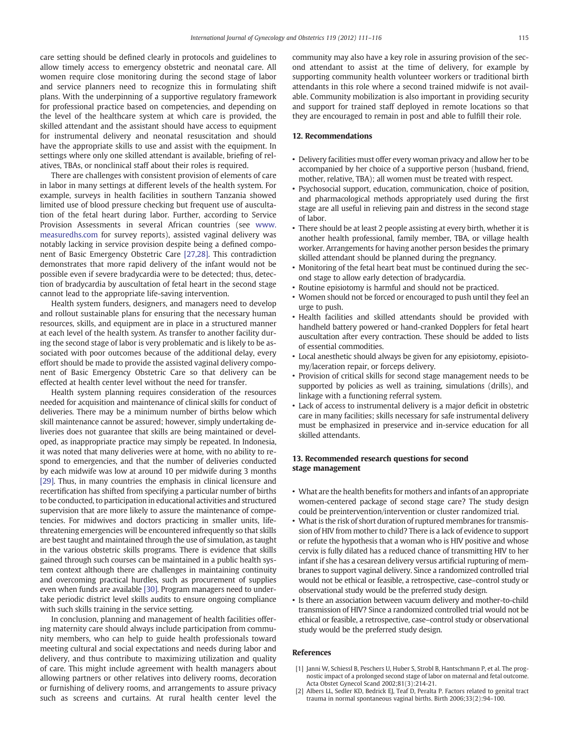care setting should be defined clearly in protocols and guidelines to allow timely access to emergency obstetric and neonatal care. All women require close monitoring during the second stage of labor and service planners need to recognize this in formulating shift plans. With the underpinning of a supportive regulatory framework for professional practice based on competencies, and depending on the level of the healthcare system at which care is provided, the skilled attendant and the assistant should have access to equipment for instrumental delivery and neonatal resuscitation and should have the appropriate skills to use and assist with the equipment. In settings where only one skilled attendant is available, briefing of relatives, TBAs, or nonclinical staff about their roles is required.

There are challenges with consistent provision of elements of care in labor in many settings at different levels of the health system. For example, surveys in health facilities in southern Tanzania showed limited use of blood pressure checking but frequent use of auscultation of the fetal heart during labor. Further, according to Service Provision Assessments in several African countries (see www.measuredhs.com for survey reports), assisted vaginal delivery was notably lacking in service provision despite being a defined component of Basic Emergency Obstetric Care [27,28]. This contradiction demonstrates that more rapid delivery of the infant would not be possible even if severe bradycardia were to be detected; thus, detection of bradycardia by auscultation of fetal heart in the second stage cannot lead to the appropriate life-saving intervention.

Health system funders, designers, and managers need to develop and rollout sustainable plans for ensuring that the necessary human resources, skills, and equipment are in place in a structured manner at each level of the health system. As transfer to another facility during the second stage of labor is very problematic and is likely to be associated with poor outcomes because of the additional delay, every effort should be made to provide the assisted vaginal delivery component of Basic Emergency Obstetric Care so that delivery can be effected at health center level without the need for transfer.

Health system planning requires consideration of the resources needed for acquisition and maintenance of clinical skills for conduct of deliveries. There may be a minimum number of births below which skill maintenance cannot be assured; however, simply undertaking deliveries does not guarantee that skills are being maintained or developed, as inappropriate practice may simply be repeated. In Indonesia, it was noted that many deliveries were at home, with no ability to respond to emergencies, and that the number of deliveries conducted by each midwife was low at around 10 per midwife during 3 months [29]. Thus, in many countries the emphasis in clinical licensure and recertification has shifted from specifying a particular number of births to be conducted, to participation in educational activities and structured supervision that are more likely to assure the maintenance of competencies. For midwives and doctors practicing in smaller units, life-threatening emergencies will be encountered infrequently so that skills are best taught and maintained through the use of simulation, as taught in the various obstetric skills programs. There is evidence that skills gained through such courses can be maintained in a public health system context although there are challenges in maintaining continuity and overcoming practical hurdles, such as procurement of supplies even when funds are available [30]. Program managers need to undertake periodic district level skills audits to ensure ongoing compliance with such skills training in the service setting.

In conclusion, planning and management of health facilities offering maternity care should always include participation from community members, who can help to guide health professionals toward meeting cultural and social expectations and needs during labor and delivery, and thus contribute to maximizing utilization and quality of care. This might include agreement with health managers about allowing partners or other relatives into delivery rooms, decoration or furnishing of delivery rooms, and arrangements to assure privacy such as screens and curtains. At rural health center level the community may also have a key role in assuring provision of the second attendant to assist at the time of delivery, for example by supporting community health volunteer workers or traditional birth attendants in this role where a second trained midwife is not available. Community mobilization is also important in providing security and support for trained staff deployed in remote locations so that they are encouraged to remain in post and able to fulfill their role.

## 12. Recommendations

- Delivery facilities must offer every woman privacy and allow her to be accompanied by her choice of a supportive person (husband, friend, mother, relative, TBA); all women must be treated with respect.
- Psychosocial support, education, communication, choice of position, and pharmacological methods appropriately used during the first stage are all useful in relieving pain and distress in the second stage of labor.
- There should be at least 2 people assisting at every birth, whether it is another health professional, family member, TBA, or village health worker. Arrangements for having another person besides the primary skilled attendant should be planned during the pregnancy.
- Monitoring of the fetal heart beat must be continued during the second stage to allow early detection of bradycardia.
- Routine episiotomy is harmful and should not be practiced.
- Women should not be forced or encouraged to push until they feel an urge to push.
- Health facilities and skilled attendants should be provided with handheld battery powered or hand-cranked Dopplers for fetal heart auscultation after every contraction. These should be added to lists of essential commodities.
- Local anesthetic should always be given for any episiotomy, episiotomy/laceration repair, or forceps delivery.
- Provision of critical skills for second stage management needs to be supported by policies as well as training, simulations (drills), and linkage with a functioning referral system.
- Lack of access to instrumental delivery is a major deficit in obstetric care in many facilities; skills necessary for safe instrumental delivery must be emphasized in preservice and in-service education for all skilled attendants.

## 13. Recommended research questions for second stage management

- What are the health benefits for mothers and infants of an appropriate women-centered package of second stage care? The study design could be preintervention/intervention or cluster randomized trial.
- What is the risk of short duration of ruptured membranes for transmission of HIV from mother to child? There is a lack of evidence to support or refute the hypothesis that a woman who is HIV positive and whose cervix is fully dilated has a reduced chance of transmitting HIV to her infant if she has a cesarean delivery versus artificial rupturing of membranes to support vaginal delivery. Since a randomized controlled trial would not be ethical or feasible, a retrospective, case–control study or observational study would be the preferred study design.
- Is there an association between vacuum delivery and mother-to-child transmission of HIV? Since a randomized controlled trial would not be ethical or feasible, a retrospective, case–control study or observational study would be the preferred study design.

## References

[1] Janni W, Schiessl B, Peschers U, Huber S, Strobl B, Hantschmann P, et al. The prognostic impact of a prolonged second stage of labor on maternal and fetal outcome. Acta Obstet Gynecol Scand 2002;81(3):214-21.

[2] Albers LL, Sedler KD, Bedrick EJ, Teaf D, Peralta P. Factors related to genital tract trauma in normal spontaneous vaginal births. Birth 2006;33(2):94–100.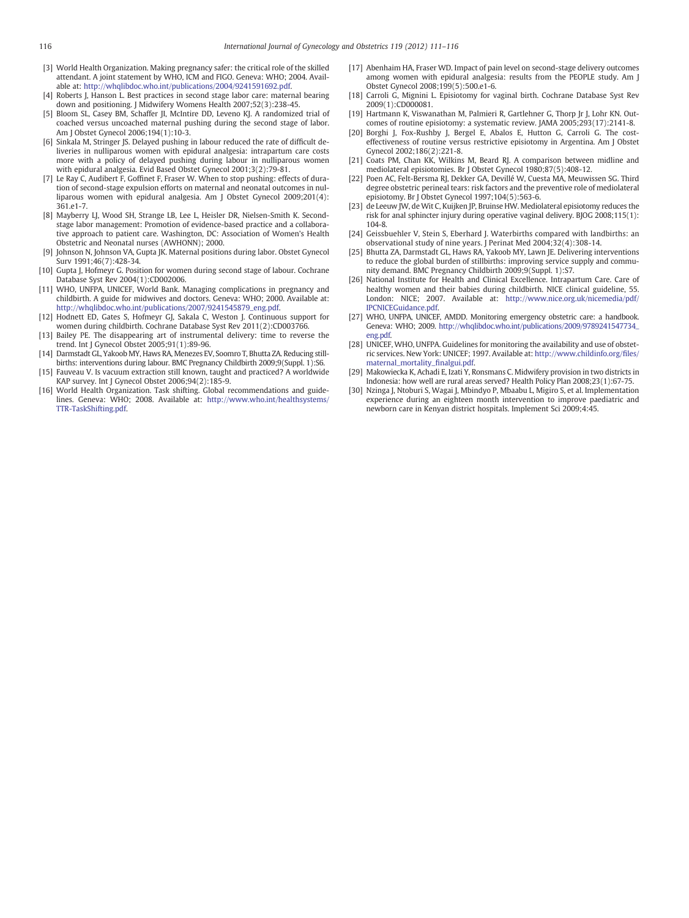[3] World Health Organization. Making pregnancy safer: the critical role of the skilled attendant. A joint statement by WHO, ICM and FIGO. Geneva: WHO; 2004. Available at: http://whqlibdoc.who.int/publications/2004/9241591692.pdf.

[4] Roberts J, Hanson L. Best practices in second stage labor care: maternal bearing down and positioning. J Midwifery Womens Health 2007;52(3):238-45.

[5] Bloom SL, Casey BM, Schaffer JI, McIntire DD, Leveno KJ. A randomized trial of coached versus uncoached maternal pushing during the second stage of labor. Am J Obstet Gynecol 2006;194(1):10-3.

[6] Sinkala M, Stringer JS. Delayed pushing in labour reduced the rate of difficult deliveries in nulliparous women with epidural analgesia: intrapartum care costs more with a policy of delayed pushing during labour in nulliparous women with epidural analgesia. Evid Based Obstet Gynecol 2001;3(2):79-81.

[7] Le Ray C, Audibert F, Goffinet F, Fraser W. When to stop pushing: effects of duration of second-stage expulsion efforts on maternal and neonatal outcomes in nulliparous women with epidural analgesia. Am J Obstet Gynecol 2009;201(4): 361.e1-7.

[8] Mayberry LJ, Wood SH, Strange LB, Lee L, Heisler DR, Nielsen-Smith K. Second-stage labor management: Promotion of evidence-based practice and a collaborative approach to patient care. Washington, DC: Association of Women's Health Obstetric and Neonatal nurses (AWHONN); 2000.

[9] Johnson N, Johnson VA, Gupta JK. Maternal positions during labor. Obstet Gynecol Surv 1991;46(7):428-34.

[10] Gupta J, Hofmeyr G. Position for women during second stage of labour. Cochrane Database Syst Rev 2004(1):CD002006.

[11] WHO, UNFPA, UNICEF, World Bank. Managing complications in pregnancy and childbirth. A guide for midwives and doctors. Geneva: WHO; 2000. Available at: http://whqlibdoc.who.int/publications/2007/9241545879_eng.pdf.

[12] Hodnett ED, Gates S, Hofmeyr GJ, Sakala C, Weston J. Continuous support for women during childbirth. Cochrane Database Syst Rev 2011(2):CD003766.

[13] Bailey PE. The disappearing art of instrumental delivery: time to reverse the trend. Int J Gynecol Obstet 2005;91(1):89-96.

[14] Darmstadt GL, Yakoob MY, Haws RA, Menezes EV, Soomro T, Bhutta ZA. Reducing stillbirths: interventions during labour. BMC Pregnancy Childbirth 2009;9(Suppl. 1):S6.

[15] Fauveau V. Is vacuum extraction still known, taught and practiced? A worldwide KAP survey. Int J Gynecol Obstet 2006;94(2):185-9.

[16] World Health Organization. Task shifting. Global recommendations and guidelines. Geneva: WHO; 2008. Available at: http://www.who.int/healthsystems/TTR-TaskShifting.pdf.

[17] Abenhaim HA, Fraser WD. Impact of pain level on second-stage delivery outcomes among women with epidural analgesia: results from the PEOPLE study. Am J Obstet Gynecol 2008;199(5):500.e1-6.

[18] Carroli G, Mignini L. Episiotomy for vaginal birth. Cochrane Database Syst Rev 2009(1):CD000081.

[19] Hartmann K, Viswanathan M, Palmieri R, Gartlehner G, Thorp Jr J, Lohr KN. Outcomes of routine episiotomy: a systematic review. JAMA 2005;293(17):2141-8.

[20] Borghi J, Fox-Rushby J, Bergel E, Abalos E, Hutton G, Carroli G. The cost-effectiveness of routine versus restrictive episiotomy in Argentina. Am J Obstet Gynecol 2002;186(2):221-8.

[21] Coats PM, Chan KK, Wilkins M, Beard RJ. A comparison between midline and mediolateral episiotomies. Br J Obstet Gynecol 1980;87(5):408-12.

[22] Poen AC, Felt-Bersma RJ, Dekker GA, Devillé W, Cuesta MA, Meuwissen SG. Third degree obstetric perineal tears: risk factors and the preventive role of mediolateral episiotomy. Br J Obstet Gynecol 1997;104(5):563-6.

[23] de Leeuw JW, de Wit C, Kuijken JP, Bruinse HW. Mediolateral episiotomy reduces the risk for anal sphincter injury during operative vaginal delivery. BJOG 2008;115(1): 104-8.

[24] Geissbuehler V, Stein S, Eberhard J. Waterbirths compared with landbirths: an observational study of nine years. J Perinat Med 2004;32(4):308-14.

[25] Bhutta ZA, Darmstadt GL, Haws RA, Yakoob MY, Lawn JE. Delivering interventions to reduce the global burden of stillbirths: improving service supply and community demand. BMC Pregnancy Childbirth 2009;9(Suppl. 1):S7.

[26] National Institute for Health and Clinical Excellence. Intrapartum Care. Care of healthy women and their babies during childbirth. NICE clinical guideline, 55. London: NICE; 2007. Available at: http://www.nice.org.uk/nicemedia/pdf/IPCNICEGuidance.pdf.

[27] WHO, UNFPA, UNICEF, AMDD. Monitoring emergency obstetric care: a handbook. Geneva: WHO; 2009. http://whqlibdoc.who.int/publications/2009/9789241547734_eng.pdf.

[28] UNICEF, WHO, UNFPA. Guidelines for monitoring the availability and use of obstetric services. New York: UNICEF; 1997. Available at: http://www.childinfo.org/files/maternal_mortality_finalgui.pdf.

[29] Makowiecka K, Achadi E, Izati Y, Ronsmans C. Midwifery provision in two districts in Indonesia: how well are rural areas served? Health Policy Plan 2008;23(1):67-75.

[30] Nzinga J, Ntoburi S, Wagai J, Mbindyo P, Mbaabu L, Migiro S, et al. Implementation experience during an eighteen month intervention to improve paediatric and newborn care in Kenyan district hospitals. Implement Sci 2009;4:45.